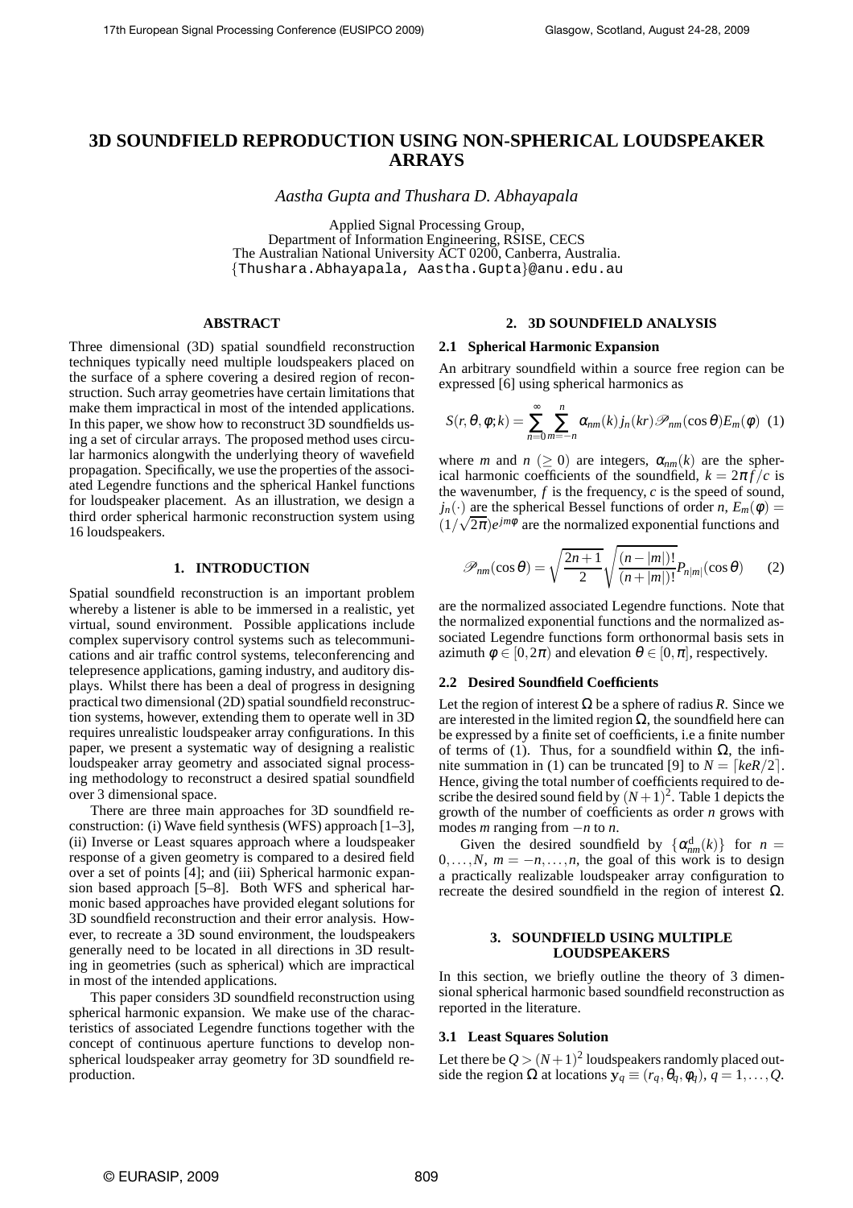# 3D SOUNDFIELD REPRODUCTION USING NON-SPHERICAL LOUDSPEAKER ARRAYS

*Aastha Gupta and Thushara D. Abhayapala*

Applied Signal Processing Group,
Department of Information Engineering, RSISE, CECS
The Australian National University ACT 0200, Canberra, Australia.
{Thushara.Abhayapala, Aastha.Gupta}@anu.edu.au

## ABSTRACT

Three dimensional (3D) spatial soundfield reconstruction techniques typically need multiple loudspeakers placed on the surface of a sphere covering a desired region of reconstruction. Such array geometries have certain limitations that make them impractical in most of the intended applications. In this paper, we show how to reconstruct 3D soundfields using a set of circular arrays. The proposed method uses circular harmonics alongwith the underlying theory of wavefield propagation. Specifically, we use the properties of the associated Legendre functions and the spherical Hankel functions for loudspeaker placement. As an illustration, we design a third order spherical harmonic reconstruction system using 16 loudspeakers.

## 1. INTRODUCTION

Spatial soundfield reconstruction is an important problem whereby a listener is able to be immersed in a realistic, yet virtual, sound environment. Possible applications include complex supervisory control systems such as telecommunications and air traffic control systems, teleconferencing and telepresence applications, gaming industry, and auditory displays. Whilst there has been a deal of progress in designing practical two dimensional (2D) spatial soundfield reconstruction systems, however, extending them to operate well in 3D requires unrealistic loudspeaker array configurations. In this paper, we present a systematic way of designing a realistic loudspeaker array geometry and associated signal processing methodology to reconstruct a desired spatial soundfield over 3 dimensional space.

There are three main approaches for 3D soundfield reconstruction: (i) Wave field synthesis (WFS) approach [1–3], (ii) Inverse or Least squares approach where a loudspeaker response of a given geometry is compared to a desired field over a set of points [4]; and (iii) Spherical harmonic expansion based approach [5–8]. Both WFS and spherical harmonic based approaches have provided elegant solutions for 3D soundfield reconstruction and their error analysis. However, to recreate a 3D sound environment, the loudspeakers generally need to be located in all directions in 3D resulting in geometries (such as spherical) which are impractical in most of the intended applications.

This paper considers 3D soundfield reconstruction using spherical harmonic expansion. We make use of the characteristics of associated Legendre functions together with the concept of continuous aperture functions to develop non-spherical loudspeaker array geometry for 3D soundfield reproduction.

## 2. 3D SOUNDFIELD ANALYSIS

### 2.1 Spherical Harmonic Expansion

An arbitrary soundfield within a source free region can be expressed [6] using spherical harmonics as

$$S(r,\theta,\phi;k) = \sum_{n=0}^{\infty}\sum_{m=-n}^{n} \alpha_{nm}(k) j_n(kr) \mathscr{P}_{nm}(\cos\theta) E_m(\phi) \quad (1)$$

where $m$ and $n$ ($\geq 0$) are integers, $\alpha_{nm}(k)$ are the spherical harmonic coefficients of the soundfield, $k = 2\pi f/c$ is the wavenumber, $f$ is the frequency, $c$ is the speed of sound, $j_n(\cdot)$ are the spherical Bessel functions of order $n$, $E_m(\phi) = (1/\sqrt{2\pi})e^{jm\phi}$ are the normalized exponential functions and

$$\mathscr{P}_{nm}(\cos\theta) = \sqrt{\frac{2n+1}{2}}\sqrt{\frac{(n-|m|)!}{(n+|m|)!}} P_{n|m|}(\cos\theta) \quad (2)$$

are the normalized associated Legendre functions. Note that the normalized exponential functions and the normalized associated Legendre functions form orthonormal basis sets in azimuth $\phi \in [0,2\pi)$ and elevation $\theta \in [0,\pi]$, respectively.

### 2.2 Desired Soundfield Coefficients

Let the region of interest $\Omega$ be a sphere of radius $R$. Since we are interested in the limited region $\Omega$, the soundfield here can be expressed by a finite set of coefficients, i.e a finite number of terms of (1). Thus, for a soundfield within $\Omega$, the infinite summation in (1) can be truncated [9] to $N = \lceil keR/2 \rceil$. Hence, giving the total number of coefficients required to describe the desired sound field by $(N+1)^2$. Table 1 depicts the growth of the number of coefficients as order $n$ grows with modes $m$ ranging from $-n$ to $n$.

Given the desired soundfield by $\{\alpha^{\mathrm{d}}_{nm}(k)\}$ for $n = 0,\ldots,N$, $m = -n,\ldots,n$, the goal of this work is to design a practically realizable loudspeaker array configuration to recreate the desired soundfield in the region of interest $\Omega$.

## 3. SOUNDFIELD USING MULTIPLE LOUDSPEAKERS

In this section, we briefly outline the theory of 3 dimensional spherical harmonic based soundfield reconstruction as reported in the literature.

### 3.1 Least Squares Solution

Let there be $Q > (N+1)^2$ loudspeakers randomly placed outside the region $\Omega$ at locations $\mathbf{y}_q \equiv (r_q,\theta_q,\phi_q)$, $q = 1,\ldots,Q$.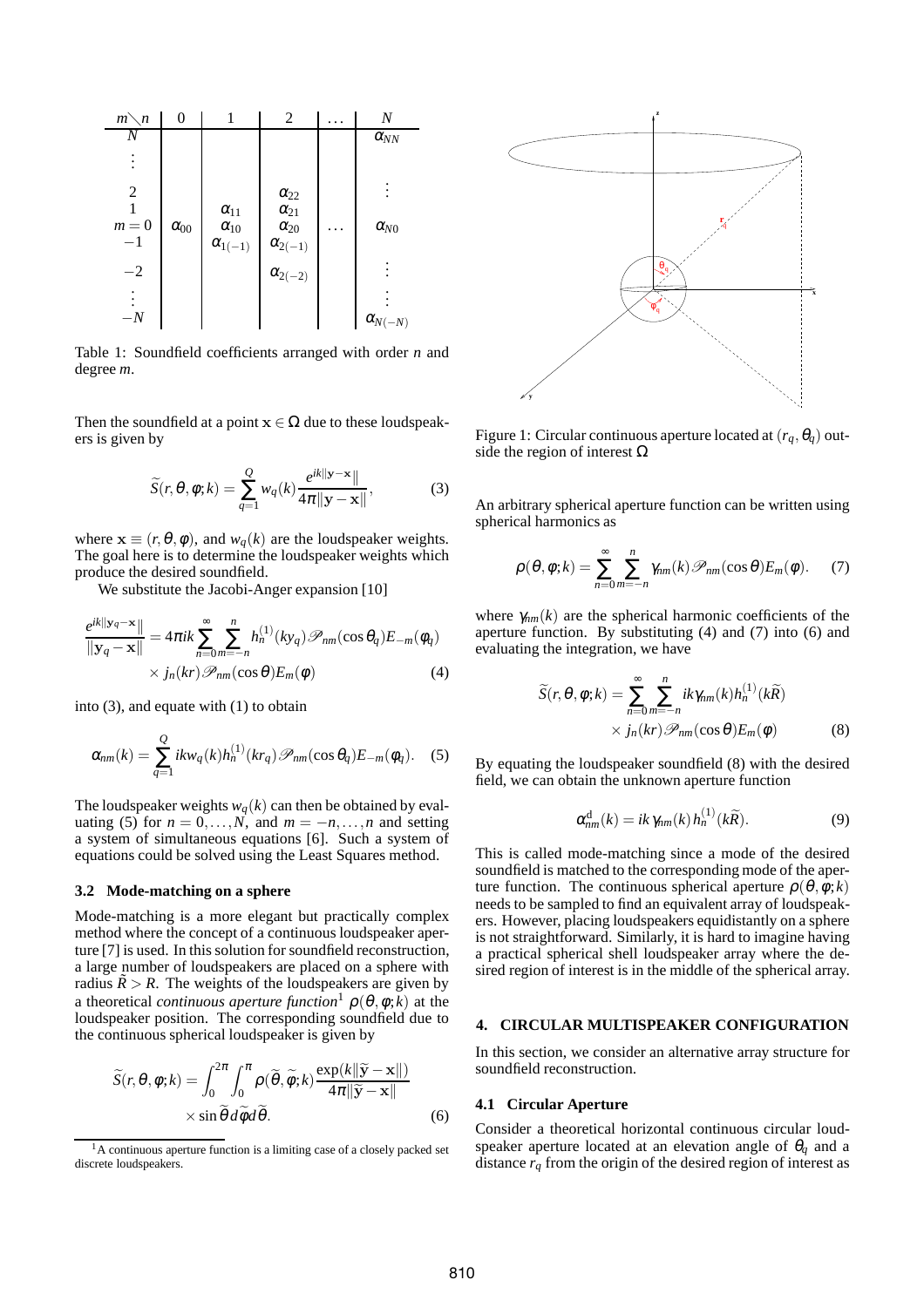| $m \diagdown n$ | 0 | 1 | 2 | $\dots$ | $N$ |
|---|---|---|---|---|---|
| $N$ | | | | | $\alpha_{NN}$ |
| $\vdots$ | | | | | |
| 2 | | | $\alpha_{22}$ | | $\vdots$ |
| 1 | | $\alpha_{11}$ | $\alpha_{21}$ | | |
| $m=0$ | $\alpha_{00}$ | $\alpha_{10}$ | $\alpha_{20}$ | $\dots$ | $\alpha_{N0}$ |
| $-1$ | | $\alpha_{1(-1)}$ | $\alpha_{2(-1)}$ | | |
| $-2$ | | | $\alpha_{2(-2)}$ | | $\vdots$ |
| $\vdots$ | | | | | $\vdots$ |
| $-N$ | | | | | $\alpha_{N(-N)}$ |

Table 1: Soundfield coefficients arranged with order $n$ and degree $m$.

Then the soundfield at a point $\mathbf{x} \in \Omega$ due to these loudspeakers is given by

$$\widetilde{S}(r,\theta,\phi;k) = \sum_{q=1}^{Q} w_q(k) \frac{e^{ik\|\mathbf{y}-\mathbf{x}\|}}{4\pi\|\mathbf{y}-\mathbf{x}\|}, \tag{3}$$

where $\mathbf{x} \equiv (r,\theta,\phi)$, and $w_q(k)$ are the loudspeaker weights. The goal here is to determine the loudspeaker weights which produce the desired soundfield.

We substitute the Jacobi-Anger expansion [10]

$$\frac{e^{ik\|\mathbf{y}_q-\mathbf{x}\|}}{\|\mathbf{y}_q-\mathbf{x}\|} = 4\pi ik \sum_{n=0}^{\infty}\sum_{m=-n}^{n} h_n^{(1)}(ky_q)\mathscr{P}_{nm}(\cos\theta_q)E_{-m}(\phi_q) \times j_n(kr)\mathscr{P}_{nm}(\cos\theta)E_m(\phi) \tag{4}$$

into (3), and equate with (1) to obtain

$$\alpha_{nm}(k) = \sum_{q=1}^{Q} ikw_q(k)h_n^{(1)}(kr_q)\mathscr{P}_{nm}(\cos\theta_q)E_{-m}(\phi_q). \tag{5}$$

The loudspeaker weights $w_q(k)$ can then be obtained by evaluating (5) for $n = 0,\dots,N$, and $m = -n,\dots,n$ and setting a system of simultaneous equations [6]. Such a system of equations could be solved using the Least Squares method.

### 3.2 Mode-matching on a sphere

Mode-matching is a more elegant but practically complex method where the concept of a continuous loudspeaker aperture [7] is used. In this solution for soundfield reconstruction, a large number of loudspeakers are placed on a sphere with radius $\widetilde{R} > R$. The weights of the loudspeakers are given by a theoretical *continuous aperture function*[1] $\rho(\theta,\phi;k)$ at the loudspeaker position. The corresponding soundfield due to the continuous spherical loudspeaker is given by

$$\widetilde{S}(r,\theta,\phi;k) = \int_0^{2\pi}\int_0^{\pi} \rho(\widetilde{\theta},\widetilde{\phi};k)\frac{\exp(k\|\widetilde{\mathbf{y}}-\mathbf{x}\|)}{4\pi\|\widetilde{\mathbf{y}}-\mathbf{x}\|} \times \sin\widetilde{\theta}\, d\widetilde{\phi}\, d\widetilde{\theta}. \tag{6}$$

[1] A continuous aperture function is a limiting case of a closely packed set discrete loudspeakers.

Figure 1: Circular continuous aperture located at $(r_q,\theta_q)$ outside the region of interest $\Omega$

An arbitrary spherical aperture function can be written using spherical harmonics as

$$\rho(\theta,\phi;k) = \sum_{n=0}^{\infty}\sum_{m=-n}^{n} \gamma_{nm}(k)\mathscr{P}_{nm}(\cos\theta)E_m(\phi). \tag{7}$$

where $\gamma_{nm}(k)$ are the spherical harmonic coefficients of the aperture function. By substituting (4) and (7) into (6) and evaluating the integration, we have

$$\widetilde{S}(r,\theta,\phi;k) = \sum_{n=0}^{\infty}\sum_{m=-n}^{n} ik\gamma_{nm}(k)h_n^{(1)}(k\widetilde{R}) \times j_n(kr)\mathscr{P}_{nm}(\cos\theta)E_m(\phi) \tag{8}$$

By equating the loudspeaker soundfield (8) with the desired field, we can obtain the unknown aperture function

$$\alpha_{nm}^{\mathrm{d}}(k) = ik\,\gamma_{nm}(k)\,h_n^{(1)}(k\widetilde{R}). \tag{9}$$

This is called mode-matching since a mode of the desired soundfield is matched to the corresponding mode of the aperture function. The continuous spherical aperture $\rho(\theta,\phi;k)$ needs to be sampled to find an equivalent array of loudspeakers. However, placing loudspeakers equidistantly on a sphere is not straightforward. Similarly, it is hard to imagine having a practical spherical shell loudspeaker array where the desired region of interest is in the middle of the spherical array.

## 4. CIRCULAR MULTISPEAKER CONFIGURATION

In this section, we consider an alternative array structure for soundfield reconstruction.

### 4.1 Circular Aperture

Consider a theoretical horizontal continuous circular loudspeaker aperture located at an elevation angle of $\theta_q$ and a distance $r_q$ from the origin of the desired region of interest as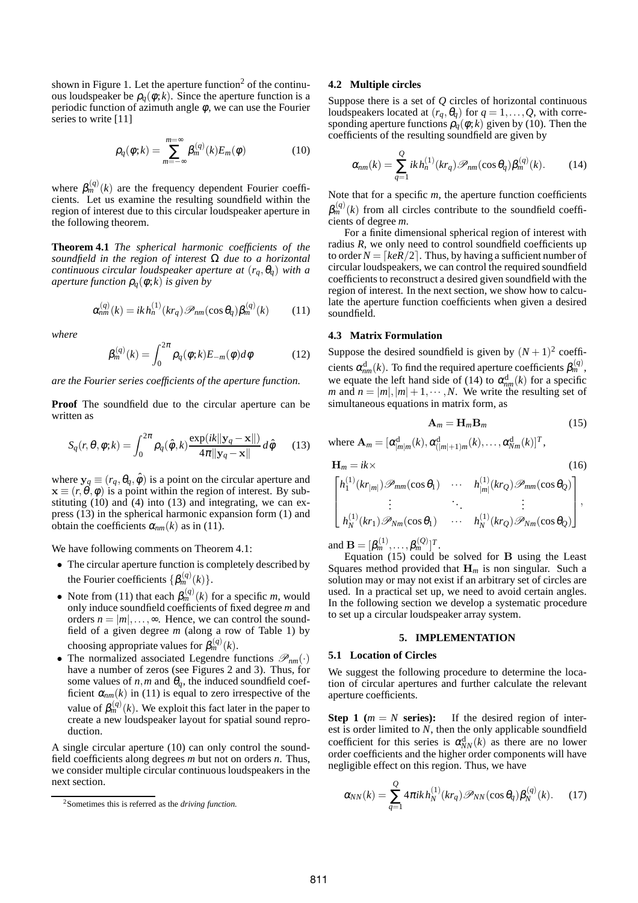shown in Figure 1. Let the aperture function[2] of the continuous loudspeaker be $\rho_q(\phi;k)$. Since the aperture function is a periodic function of azimuth angle $\phi$, we can use the Fourier series to write [11]

$$\rho_q(\phi;k) = \sum_{m=-\infty}^{m=\infty} \beta_m^{(q)}(k) E_m(\phi) \tag{10}$$

where $\beta_m^{(q)}(k)$ are the frequency dependent Fourier coefficients. Let us examine the resulting soundfield within the region of interest due to this circular loudspeaker aperture in the following theorem.

**Theorem 4.1** *The spherical harmonic coefficients of the soundfield in the region of interest $\Omega$ due to a horizontal continuous circular loudspeaker aperture at $(r_q, \theta_q)$ with a aperture function $\rho_q(\phi;k)$ is given by*

$$\alpha_{nm}^{(q)}(k) = ik\, h_n^{(1)}(kr_q) \mathscr{P}_{nm}(\cos\theta_q) \beta_m^{(q)}(k) \tag{11}$$

*where*

$$\beta_m^{(q)}(k) = \int_0^{2\pi} \rho_q(\phi;k) E_{-m}(\phi) d\phi \tag{12}$$

*are the Fourier series coefficients of the aperture function.*

**Proof** The soundfield due to the circular aperture can be written as

$$S_q(r,\theta,\phi;k) = \int_0^{2\pi} \rho_q(\hat{\phi},k) \frac{\exp(ik\|\mathbf{y}_q - \mathbf{x}\|)}{4\pi\|\mathbf{y}_q - \mathbf{x}\|} d\hat{\phi} \tag{13}$$

where $\mathbf{y}_q \equiv (r_q, \theta_q, \hat{\phi})$ is a point on the circular aperture and $\mathbf{x} \equiv (r, \theta, \phi)$ is a point within the region of interest. By substituting (10) and (4) into (13) and integrating, we can express (13) in the spherical harmonic expansion form (1) and obtain the coefficients $\alpha_{nm}(k)$ as in (11).

We have following comments on Theorem 4.1:

- The circular aperture function is completely described by the Fourier coefficients $\{\beta_m^{(q)}(k)\}$.
- Note from (11) that each $\beta_m^{(q)}(k)$ for a specific $m$, would only induce soundfield coefficients of fixed degree $m$ and orders $n = |m|, \ldots, \infty$. Hence, we can control the soundfield of a given degree $m$ (along a row of Table 1) by choosing appropriate values for $\beta_m^{(q)}(k)$.
- The normalized associated Legendre functions $\mathscr{P}_{nm}(\cdot)$ have a number of zeros (see Figures 2 and 3). Thus, for some values of $n, m$ and $\theta_q$, the induced soundfield coefficient $\alpha_{nm}(k)$ in (11) is equal to zero irrespective of the value of $\beta_m^{(q)}(k)$. We exploit this fact later in the paper to create a new loudspeaker layout for spatial sound reproduction.

A single circular aperture (10) can only control the soundfield coefficients along degrees $m$ but not on orders $n$. Thus, we consider multiple circular continuous loudspeakers in the next section.

[2] Sometimes this is referred as the *driving function*.

### 4.2 Multiple circles

Suppose there is a set of $Q$ circles of horizontal continuous loudspeakers located at $(r_q, \theta_q)$ for $q = 1, \ldots, Q$, with corresponding aperture functions $\rho_q(\phi;k)$ given by (10). Then the coefficients of the resulting soundfield are given by

$$\alpha_{nm}(k) = \sum_{q=1}^{Q} ik\, h_n^{(1)}(kr_q) \mathscr{P}_{nm}(\cos\theta_q) \beta_m^{(q)}(k). \tag{14}$$

Note that for a specific $m$, the aperture function coefficients $\beta_m^{(q)}(k)$ from all circles contribute to the soundfield coefficients of degree $m$.

For a finite dimensional spherical region of interest with radius $R$, we only need to control soundfield coefficients up to order $N = \lceil keR/2 \rceil$. Thus, by having a sufficient number of circular loudspeakers, we can control the required soundfield coefficients to reconstruct a desired given soundfield with the region of interest. In the next section, we show how to calculate the aperture function coefficients when given a desired soundfield.

### 4.3 Matrix Formulation

Suppose the desired soundfield is given by $(N+1)^2$ coefficients $\alpha_{nm}^{\text{d}}(k)$. To find the required aperture coefficients $\beta_m^{(q)}$, we equate the left hand side of (14) to $\alpha_{nm}^{\text{d}}(k)$ for a specific $m$ and $n = |m|, |m|+1, \cdots, N$. We write the resulting set of simultaneous equations in matrix form, as

$$\mathbf{A}_m = \mathbf{H}_m \mathbf{B}_m \tag{15}$$

where $\mathbf{A}_m = [\alpha_{|m|m}^{\text{d}}(k), \alpha_{(|m|+1)m}^{\text{d}}(k), \ldots, \alpha_{Nm}^{\text{d}}(k)]^T$,

$$\mathbf{H}_m = ik \times \tag{16}$$
$$\begin{bmatrix} h_1^{(1)}(kr_{|m|}) \mathscr{P}_{mm}(\cos\theta_1) & \cdots & h_{|m|}^{(1)}(kr_Q) \mathscr{P}_{mm}(\cos\theta_Q) \\ \vdots & \ddots & \vdots \\ h_N^{(1)}(kr_1) \mathscr{P}_{Nm}(\cos\theta_1) & \cdots & h_N^{(1)}(kr_Q) \mathscr{P}_{Nm}(\cos\theta_Q) \end{bmatrix},$$

and $\mathbf{B} = [\beta_m^{(1)}, \ldots, \beta_m^{(Q)}]^T$.

Equation (15) could be solved for $\mathbf{B}$ using the Least Squares method provided that $\mathbf{H}_m$ is non singular. Such a solution may or may not exist if an arbitrary set of circles are used. In a practical set up, we need to avoid certain angles. In the following section we develop a systematic procedure to set up a circular loudspeaker array system.

## 5. IMPLEMENTATION

### 5.1 Location of Circles

We suggest the following procedure to determine the location of circular apertures and further calculate the relevant aperture coefficients.

**Step 1 ($m = N$ series):** If the desired region of interest is order limited to $N$, then the only applicable soundfield coefficient for this series is $\alpha_{NN}^{\text{d}}(k)$ as there are no lower order coefficients and the higher order components will have negligible effect on this region. Thus, we have

$$\alpha_{NN}(k) = \sum_{q=1}^{Q} 4\pi ik\, h_N^{(1)}(kr_q) \mathscr{P}_{NN}(\cos\theta_q) \beta_N^{(q)}(k). \tag{17}$$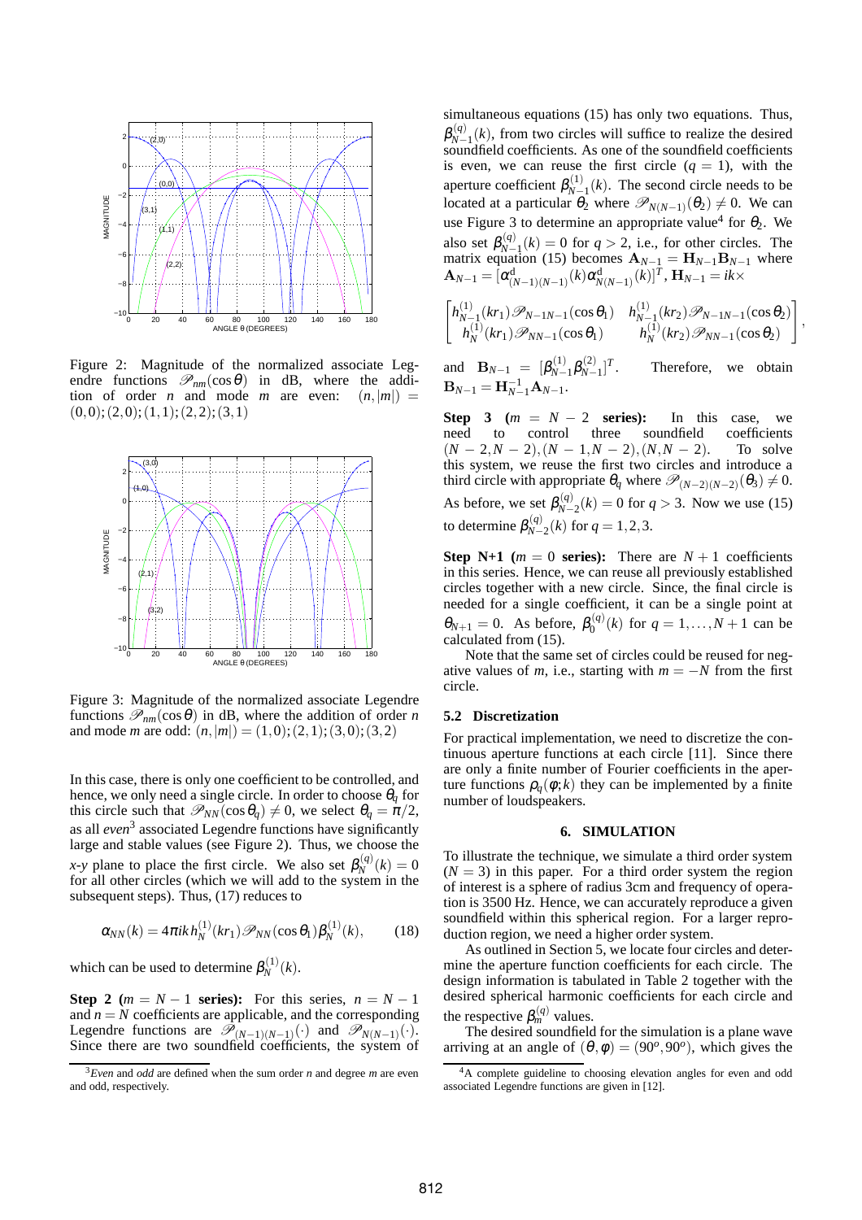Figure 2: Magnitude of the normalized associate Legendre functions $\mathscr{P}_{nm}(\cos\theta)$ in dB, where the addition of order $n$ and mode $m$ are even: $(n,|m|) = (0,0);(2,0);(1,1);(2,2);(3,1)$

Figure 3: Magnitude of the normalized associate Legendre functions $\mathscr{P}_{nm}(\cos\theta)$ in dB, where the addition of order $n$ and mode $m$ are odd: $(n,|m|) = (1,0);(2,1);(3,0);(3,2)$

In this case, there is only one coefficient to be controlled, and hence, we only need a single circle. In order to choose $\theta_q$ for this circle such that $\mathscr{P}_{NN}(\cos\theta_q) \neq 0$, we select $\theta_q = \pi/2$, as all *even*[3] associated Legendre functions have significantly large and stable values (see Figure 2). Thus, we choose the *x*-*y* plane to place the first circle. We also set $\beta_N^{(q)}(k) = 0$ for all other circles (which we will add to the system in the subsequent steps). Thus, (17) reduces to

$$\alpha_{NN}(k) = 4\pi i k h_N^{(1)}(kr_1)\mathscr{P}_{NN}(\cos\theta_1)\beta_N^{(1)}(k), \qquad (18)$$

which can be used to determine $\beta_N^{(1)}(k)$.

**Step 2 ($m = N-1$ series):** For this series, $n = N-1$ and $n = N$ coefficients are applicable, and the corresponding Legendre functions are $\mathscr{P}_{(N-1)(N-1)}(\cdot)$ and $\mathscr{P}_{N(N-1)}(\cdot)$. Since there are two soundfield coefficients, the system of simultaneous equations (15) has only two equations. Thus, $\beta_{N-1}^{(q)}(k)$, from two circles will suffice to realize the desired soundfield coefficients. As one of the soundfield coefficients is even, we can reuse the first circle ($q = 1$), with the aperture coefficient $\beta_{N-1}^{(1)}(k)$. The second circle needs to be located at a particular $\theta_2$ where $\mathscr{P}_{N(N-1)}(\theta_2) \neq 0$. We can use Figure 3 to determine an appropriate value[4] for $\theta_2$. We also set $\beta_{N-1}^{(q)}(k) = 0$ for $q > 2$, i.e., for other circles. The matrix equation (15) becomes $\mathbf{A}_{N-1} = \mathbf{H}_{N-1}\mathbf{B}_{N-1}$ where $\mathbf{A}_{N-1} = [\alpha^{\mathrm{d}}_{(N-1)(N-1)}(k)\alpha^{\mathrm{d}}_{N(N-1)}(k)]^T$, $\mathbf{H}_{N-1} = ik\times$

$$\begin{bmatrix} h_{N-1}^{(1)}(kr_1)\mathscr{P}_{N-1N-1}(\cos\theta_1) & h_{N-1}^{(1)}(kr_2)\mathscr{P}_{N-1N-1}(\cos\theta_2) \\ h_N^{(1)}(kr_1)\mathscr{P}_{NN-1}(\cos\theta_1) & h_N^{(1)}(kr_2)\mathscr{P}_{NN-1}(\cos\theta_2) \end{bmatrix},$$

and $\mathbf{B}_{N-1} = [\beta_{N-1}^{(1)}\beta_{N-1}^{(2)}]^T$. Therefore, we obtain $\mathbf{B}_{N-1} = \mathbf{H}_{N-1}^{-1}\mathbf{A}_{N-1}$.

**Step 3 ($m = N-2$ series):** In this case, we need to control three soundfield coefficients $(N-2,N-2),(N-1,N-2),(N,N-2)$. To solve this system, we reuse the first two circles and introduce a third circle with appropriate $\theta_q$ where $\mathscr{P}_{(N-2)(N-2)}(\theta_3) \neq 0$. As before, we set $\beta_{N-2}^{(q)}(k) = 0$ for $q > 3$. Now we use (15) to determine $\beta_{N-2}^{(q)}(k)$ for $q = 1,2,3$.

**Step N+1 ($m = 0$ series):** There are $N+1$ coefficients in this series. Hence, we can reuse all previously established circles together with a new circle. Since, the final circle is needed for a single coefficient, it can be a single point at $\theta_{N+1} = 0$. As before, $\beta_0^{(q)}(k)$ for $q = 1,\ldots,N+1$ can be calculated from (15).

Note that the same set of circles could be reused for negative values of $m$, i.e., starting with $m = -N$ from the first circle.

### 5.2 Discretization

For practical implementation, we need to discretize the continuous aperture functions at each circle [11]. Since there are only a finite number of Fourier coefficients in the aperture functions $\rho_q(\phi;k)$ they can be implemented by a finite number of loudspeakers.

## 6. SIMULATION

To illustrate the technique, we simulate a third order system ($N = 3$) in this paper. For a third order system the region of interest is a sphere of radius 3cm and frequency of operation is 3500 Hz. Hence, we can accurately reproduce a given soundfield within this spherical region. For a larger reproduction region, we need a higher order system.

As outlined in Section 5, we locate four circles and determine the aperture function coefficients for each circle. The design information is tabulated in Table 2 together with the desired spherical harmonic coefficients for each circle and the respective $\beta_m^{(q)}$ values.

The desired soundfield for the simulation is a plane wave arriving at an angle of $(\theta,\phi) = (90^o, 90^o)$, which gives the

[3] *Even* and *odd* are defined when the sum order $n$ and degree $m$ are even and odd, respectively.

[4] A complete guideline to choosing elevation angles for even and odd associated Legendre functions are given in [12].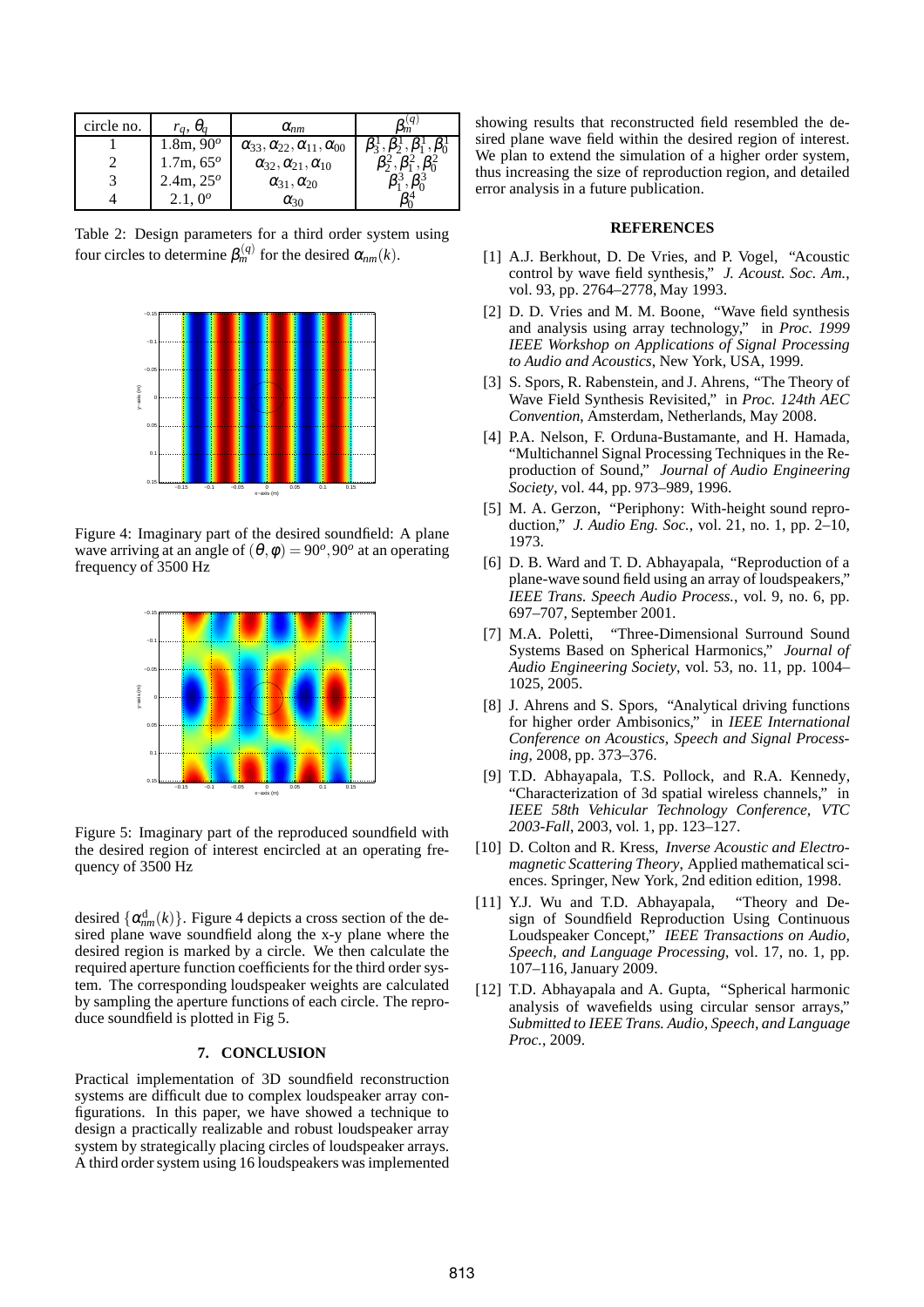| circle no. | $r_q$, $\theta_q$ | $\alpha_{nm}$ | $\beta_m^{(q)}$ |
|---|---|---|---|
| 1 | 1.8m, $90^o$ | $\alpha_{33}, \alpha_{22}, \alpha_{11}, \alpha_{00}$ | $\beta_3^1, \beta_2^1, \beta_1^1, \beta_0^1$ |
| 2 | 1.7m, $65^o$ | $\alpha_{32}, \alpha_{21}, \alpha_{10}$ | $\beta_2^2, \beta_1^2, \beta_0^2$ |
| 3 | 2.4m, $25^o$ | $\alpha_{31}, \alpha_{20}$ | $\beta_1^3, \beta_0^3$ |
| 4 | 2.1, $0^o$ | $\alpha_{30}$ | $\beta_0^4$ |

Table 2: Design parameters for a third order system using four circles to determine $\beta_m^{(q)}$ for the desired $\alpha_{nm}(k)$.

-0.15
-0.1
-0.05
0
0.05
0.1
0.15
y-axis (m)
-0.15 -0.1 -0.05 0 0.05 0.1 0.15
x-axis (m)

Figure 4: Imaginary part of the desired soundfield: A plane wave arriving at an angle of $(\theta, \phi) = 90^o, 90^o$ at an operating frequency of 3500 Hz

-0.15
-0.1
-0.05
0
0.05
0.1
0.15
y-axis (m)
-0.15 -0.1 -0.05 0 0.05 0.1 0.15
x-axis (m)

Figure 5: Imaginary part of the reproduced soundfield with the desired region of interest encircled at an operating frequency of 3500 Hz

desired $\{\alpha_{nm}^{\mathrm{d}}(k)\}$. Figure 4 depicts a cross section of the desired plane wave soundfield along the x-y plane where the desired region is marked by a circle. We then calculate the required aperture function coefficients for the third order system. The corresponding loudspeaker weights are calculated by sampling the aperture functions of each circle. The reproduce soundfield is plotted in Fig 5.

## 7. CONCLUSION

Practical implementation of 3D soundfield reconstruction systems are difficult due to complex loudspeaker array configurations. In this paper, we have showed a technique to design a practically realizable and robust loudspeaker array system by strategically placing circles of loudspeaker arrays. A third order system using 16 loudspeakers was implemented showing results that reconstructed field resembled the desired plane wave field within the desired region of interest. We plan to extend the simulation of a higher order system, thus increasing the size of reproduction region, and detailed error analysis in a future publication.

## REFERENCES

[1] A.J. Berkhout, D. De Vries, and P. Vogel, "Acoustic control by wave field synthesis," *J. Acoust. Soc. Am.*, vol. 93, pp. 2764–2778, May 1993.

[2] D. D. Vries and M. M. Boone, "Wave field synthesis and analysis using array technology," in *Proc. 1999 IEEE Workshop on Applications of Signal Processing to Audio and Acoustics*, New York, USA, 1999.

[3] S. Spors, R. Rabenstein, and J. Ahrens, "The Theory of Wave Field Synthesis Revisited," in *Proc. 124th AEC Convention*, Amsterdam, Netherlands, May 2008.

[4] P.A. Nelson, F. Orduna-Bustamante, and H. Hamada, "Multichannel Signal Processing Techniques in the Reproduction of Sound," *Journal of Audio Engineering Society*, vol. 44, pp. 973–989, 1996.

[5] M. A. Gerzon, "Periphony: With-height sound reproduction," *J. Audio Eng. Soc.*, vol. 21, no. 1, pp. 2–10, 1973.

[6] D. B. Ward and T. D. Abhayapala, "Reproduction of a plane-wave sound field using an array of loudspeakers," *IEEE Trans. Speech Audio Process.*, vol. 9, no. 6, pp. 697–707, September 2001.

[7] M.A. Poletti, "Three-Dimensional Surround Sound Systems Based on Spherical Harmonics," *Journal of Audio Engineering Society*, vol. 53, no. 11, pp. 1004–1025, 2005.

[8] J. Ahrens and S. Spors, "Analytical driving functions for higher order Ambisonics," in *IEEE International Conference on Acoustics, Speech and Signal Processing*, 2008, pp. 373–376.

[9] T.D. Abhayapala, T.S. Pollock, and R.A. Kennedy, "Characterization of 3d spatial wireless channels," in *IEEE 58th Vehicular Technology Conference, VTC 2003-Fall*, 2003, vol. 1, pp. 123–127.

[10] D. Colton and R. Kress, *Inverse Acoustic and Electromagnetic Scattering Theory*, Applied mathematical sciences. Springer, New York, 2nd edition edition, 1998.

[11] Y.J. Wu and T.D. Abhayapala, "Theory and Design of Soundfield Reproduction Using Continuous Loudspeaker Concept," *IEEE Transactions on Audio, Speech, and Language Processing*, vol. 17, no. 1, pp. 107–116, January 2009.

[12] T.D. Abhayapala and A. Gupta, "Spherical harmonic analysis of wavefields using circular sensor arrays," *Submitted to IEEE Trans. Audio, Speech, and Language Proc.*, 2009.